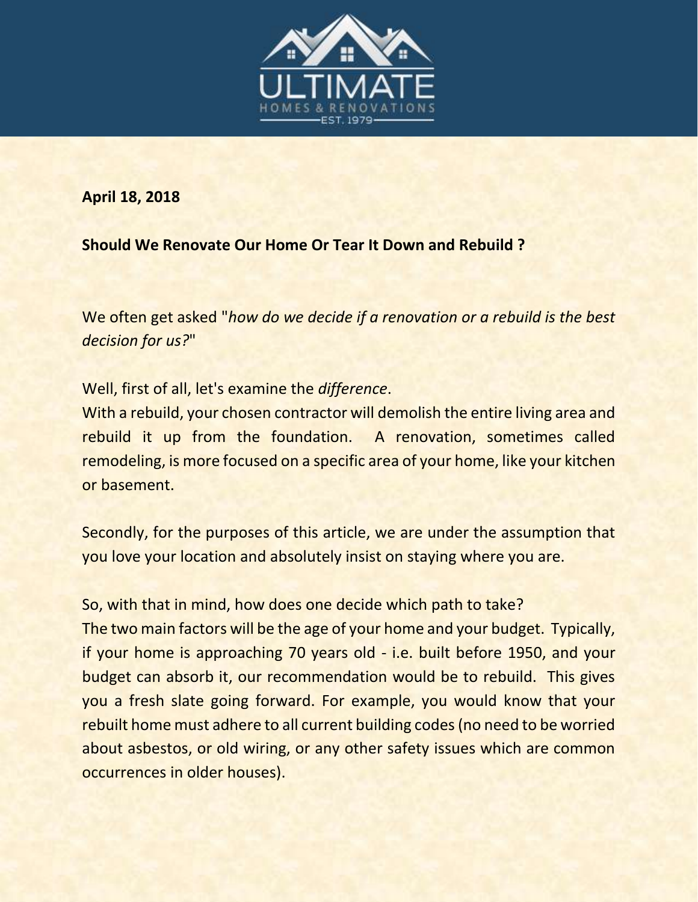ULTIMATE

HOMES & RENOVATIONS

EST. 1979

**April 18, 2018**

**Should We Renovate Our Home Or Tear It Down and Rebuild ?**

We often get asked "*how do we decide if a renovation or a rebuild is the best decision for us?*"

Well, first of all, let's examine the *difference*.
With a rebuild, your chosen contractor will demolish the entire living area and rebuild it up from the foundation. A renovation, sometimes called remodeling, is more focused on a specific area of your home, like your kitchen or basement.

Secondly, for the purposes of this article, we are under the assumption that you love your location and absolutely insist on staying where you are.

So, with that in mind, how does one decide which path to take?
The two main factors will be the age of your home and your budget. Typically, if your home is approaching 70 years old - i.e. built before 1950, and your budget can absorb it, our recommendation would be to rebuild. This gives you a fresh slate going forward. For example, you would know that your rebuilt home must adhere to all current building codes (no need to be worried about asbestos, or old wiring, or any other safety issues which are common occurrences in older houses).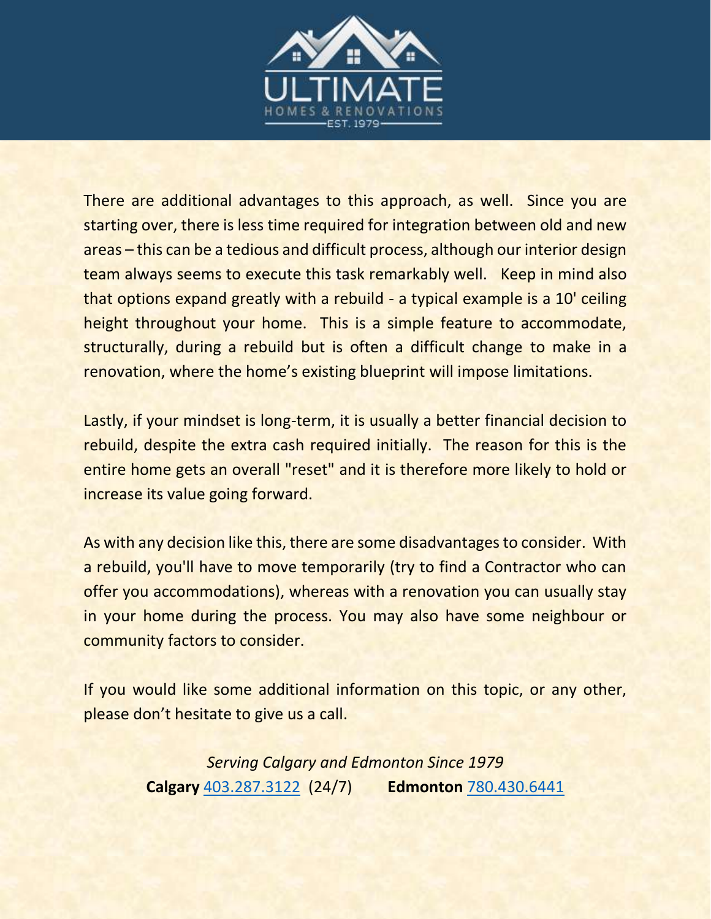There are additional advantages to this approach, as well. Since you are starting over, there is less time required for integration between old and new areas – this can be a tedious and difficult process, although our interior design team always seems to execute this task remarkably well. Keep in mind also that options expand greatly with a rebuild - a typical example is a 10' ceiling height throughout your home. This is a simple feature to accommodate, structurally, during a rebuild but is often a difficult change to make in a renovation, where the home's existing blueprint will impose limitations.

Lastly, if your mindset is long-term, it is usually a better financial decision to rebuild, despite the extra cash required initially. The reason for this is the entire home gets an overall "reset" and it is therefore more likely to hold or increase its value going forward.

As with any decision like this, there are some disadvantages to consider. With a rebuild, you'll have to move temporarily (try to find a Contractor who can offer you accommodations), whereas with a renovation you can usually stay in your home during the process. You may also have some neighbour or community factors to consider.

If you would like some additional information on this topic, or any other, please don't hesitate to give us a call.

*Serving Calgary and Edmonton Since 1979*

**Calgary** 403.287.3122 (24/7) **Edmonton** 780.430.6441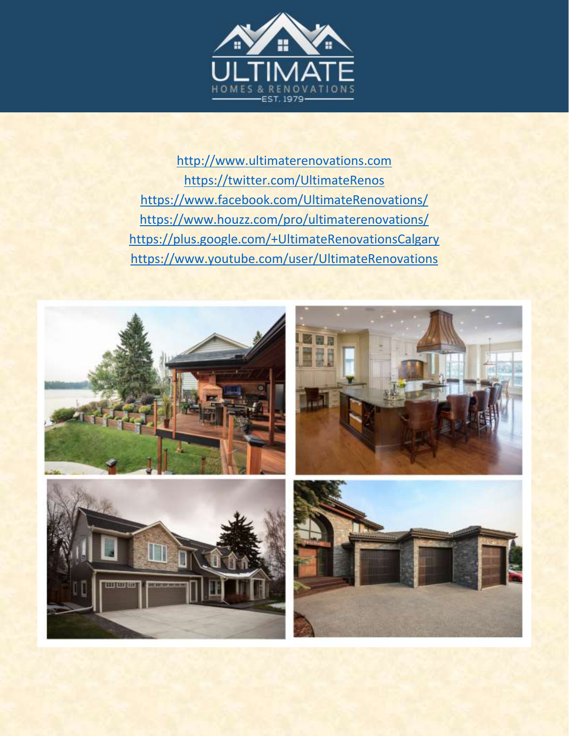ULTIMATE

HOMES & RENOVATIONS

EST. 1979

http://www.ultimaterenovations.com

https://twitter.com/UltimateRenos

https://www.facebook.com/UltimateRenovations/

https://www.houzz.com/pro/ultimaterenovations/

https://plus.google.com/+UltimateRenovationsCalgary

https://www.youtube.com/user/UltimateRenovations